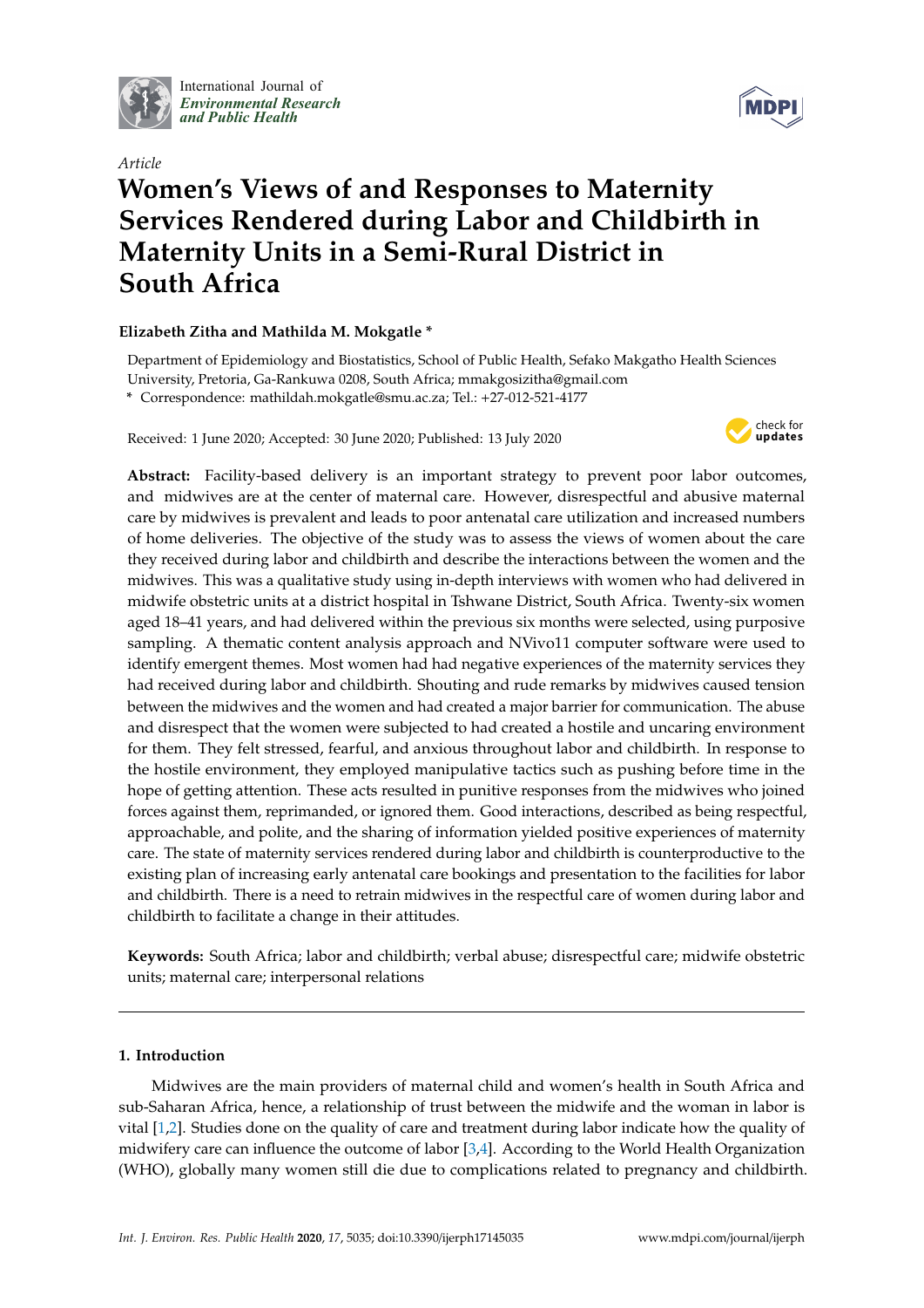International Journal of *Environmental Research and Public Health*

*Article*

# Women's Views of and Responses to Maternity Services Rendered during Labor and Childbirth in Maternity Units in a Semi-Rural District in South Africa

**Elizabeth Zitha and Mathilda M. Mokgatle \***

Department of Epidemiology and Biostatistics, School of Public Health, Sefako Makgatho Health Sciences University, Pretoria, Ga-Rankuwa 0208, South Africa; mmakgosizitha@gmail.com

\* Correspondence: mathildah.mokgatle@smu.ac.za; Tel.: +27-012-521-4177

Received: 1 June 2020; Accepted: 30 June 2020; Published: 13 July 2020

**Abstract:** Facility-based delivery is an important strategy to prevent poor labor outcomes, and midwives are at the center of maternal care. However, disrespectful and abusive maternal care by midwives is prevalent and leads to poor antenatal care utilization and increased numbers of home deliveries. The objective of the study was to assess the views of women about the care they received during labor and childbirth and describe the interactions between the women and the midwives. This was a qualitative study using in-depth interviews with women who had delivered in midwife obstetric units at a district hospital in Tshwane District, South Africa. Twenty-six women aged 18–41 years, and had delivered within the previous six months were selected, using purposive sampling. A thematic content analysis approach and NVivo11 computer software were used to identify emergent themes. Most women had had negative experiences of the maternity services they had received during labor and childbirth. Shouting and rude remarks by midwives caused tension between the midwives and the women and had created a major barrier for communication. The abuse and disrespect that the women were subjected to had created a hostile and uncaring environment for them. They felt stressed, fearful, and anxious throughout labor and childbirth. In response to the hostile environment, they employed manipulative tactics such as pushing before time in the hope of getting attention. These acts resulted in punitive responses from the midwives who joined forces against them, reprimanded, or ignored them. Good interactions, described as being respectful, approachable, and polite, and the sharing of information yielded positive experiences of maternity care. The state of maternity services rendered during labor and childbirth is counterproductive to the existing plan of increasing early antenatal care bookings and presentation to the facilities for labor and childbirth. There is a need to retrain midwives in the respectful care of women during labor and childbirth to facilitate a change in their attitudes.

**Keywords:** South Africa; labor and childbirth; verbal abuse; disrespectful care; midwife obstetric units; maternal care; interpersonal relations

## 1. Introduction

Midwives are the main providers of maternal child and women's health in South Africa and sub-Saharan Africa, hence, a relationship of trust between the midwife and the woman in labor is vital [1,2]. Studies done on the quality of care and treatment during labor indicate how the quality of midwifery care can influence the outcome of labor [3,4]. According to the World Health Organization (WHO), globally many women still die due to complications related to pregnancy and childbirth.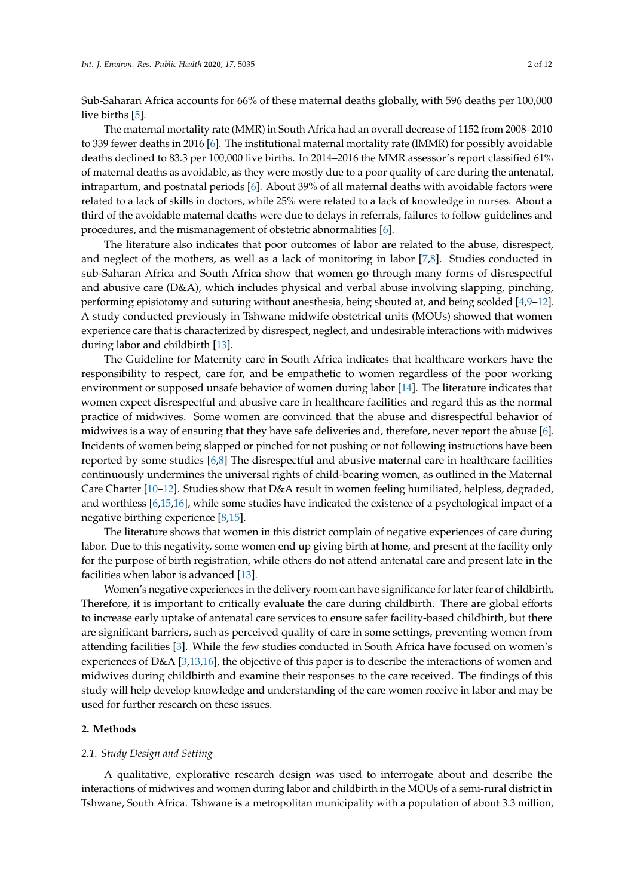Sub-Saharan Africa accounts for 66% of these maternal deaths globally, with 596 deaths per 100,000 live births [5].

The maternal mortality rate (MMR) in South Africa had an overall decrease of 1152 from 2008–2010 to 339 fewer deaths in 2016 [6]. The institutional maternal mortality rate (IMMR) for possibly avoidable deaths declined to 83.3 per 100,000 live births. In 2014–2016 the MMR assessor's report classified 61% of maternal deaths as avoidable, as they were mostly due to a poor quality of care during the antenatal, intrapartum, and postnatal periods [6]. About 39% of all maternal deaths with avoidable factors were related to a lack of skills in doctors, while 25% were related to a lack of knowledge in nurses. About a third of the avoidable maternal deaths were due to delays in referrals, failures to follow guidelines and procedures, and the mismanagement of obstetric abnormalities [6].

The literature also indicates that poor outcomes of labor are related to the abuse, disrespect, and neglect of the mothers, as well as a lack of monitoring in labor [7,8]. Studies conducted in sub-Saharan Africa and South Africa show that women go through many forms of disrespectful and abusive care (D&A), which includes physical and verbal abuse involving slapping, pinching, performing episiotomy and suturing without anesthesia, being shouted at, and being scolded [4,9–12]. A study conducted previously in Tshwane midwife obstetrical units (MOUs) showed that women experience care that is characterized by disrespect, neglect, and undesirable interactions with midwives during labor and childbirth [13].

The Guideline for Maternity care in South Africa indicates that healthcare workers have the responsibility to respect, care for, and be empathetic to women regardless of the poor working environment or supposed unsafe behavior of women during labor [14]. The literature indicates that women expect disrespectful and abusive care in healthcare facilities and regard this as the normal practice of midwives. Some women are convinced that the abuse and disrespectful behavior of midwives is a way of ensuring that they have safe deliveries and, therefore, never report the abuse [6]. Incidents of women being slapped or pinched for not pushing or not following instructions have been reported by some studies [6,8] The disrespectful and abusive maternal care in healthcare facilities continuously undermines the universal rights of child-bearing women, as outlined in the Maternal Care Charter [10–12]. Studies show that D&A result in women feeling humiliated, helpless, degraded, and worthless [6,15,16], while some studies have indicated the existence of a psychological impact of a negative birthing experience [8,15].

The literature shows that women in this district complain of negative experiences of care during labor. Due to this negativity, some women end up giving birth at home, and present at the facility only for the purpose of birth registration, while others do not attend antenatal care and present late in the facilities when labor is advanced [13].

Women's negative experiences in the delivery room can have significance for later fear of childbirth. Therefore, it is important to critically evaluate the care during childbirth. There are global efforts to increase early uptake of antenatal care services to ensure safer facility-based childbirth, but there are significant barriers, such as perceived quality of care in some settings, preventing women from attending facilities [3]. While the few studies conducted in South Africa have focused on women's experiences of D&A [3,13,16], the objective of this paper is to describe the interactions of women and midwives during childbirth and examine their responses to the care received. The findings of this study will help develop knowledge and understanding of the care women receive in labor and may be used for further research on these issues.

## 2. Methods

### 2.1. Study Design and Setting

A qualitative, explorative research design was used to interrogate about and describe the interactions of midwives and women during labor and childbirth in the MOUs of a semi-rural district in Tshwane, South Africa. Tshwane is a metropolitan municipality with a population of about 3.3 million,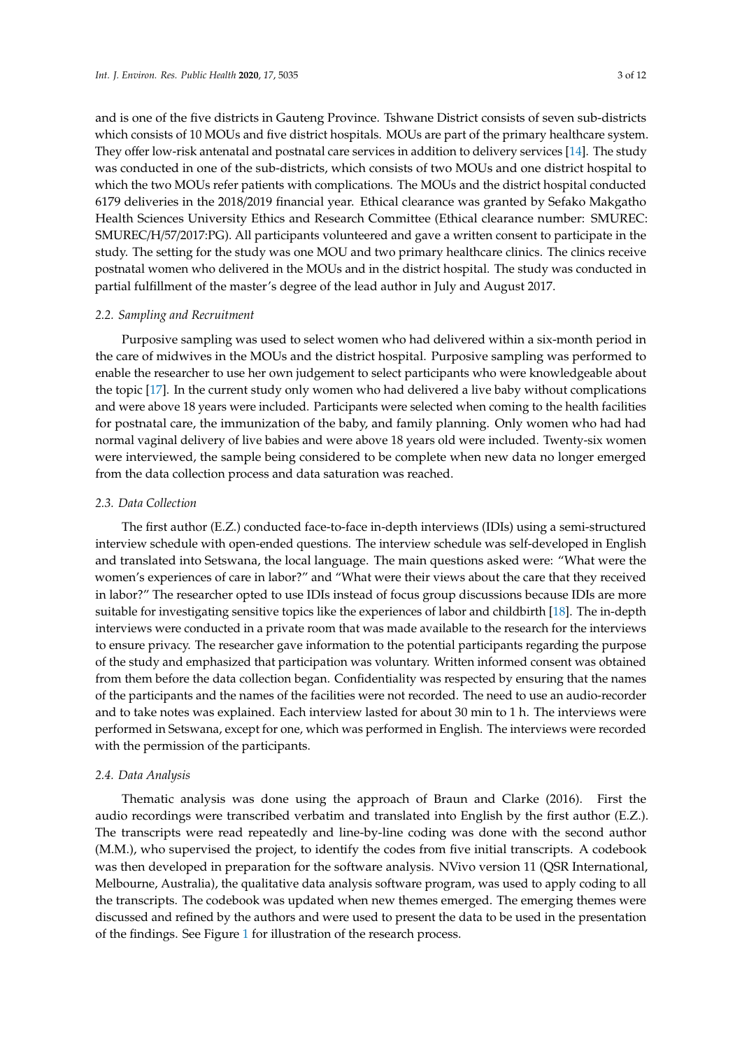and is one of the five districts in Gauteng Province. Tshwane District consists of seven sub-districts which consists of 10 MOUs and five district hospitals. MOUs are part of the primary healthcare system. They offer low-risk antenatal and postnatal care services in addition to delivery services [14]. The study was conducted in one of the sub-districts, which consists of two MOUs and one district hospital to which the two MOUs refer patients with complications. The MOUs and the district hospital conducted 6179 deliveries in the 2018/2019 financial year. Ethical clearance was granted by Sefako Makgatho Health Sciences University Ethics and Research Committee (Ethical clearance number: SMUREC: SMUREC/H/57/2017:PG). All participants volunteered and gave a written consent to participate in the study. The setting for the study was one MOU and two primary healthcare clinics. The clinics receive postnatal women who delivered in the MOUs and in the district hospital. The study was conducted in partial fulfillment of the master's degree of the lead author in July and August 2017.

### 2.2. Sampling and Recruitment

Purposive sampling was used to select women who had delivered within a six-month period in the care of midwives in the MOUs and the district hospital. Purposive sampling was performed to enable the researcher to use her own judgement to select participants who were knowledgeable about the topic [17]. In the current study only women who had delivered a live baby without complications and were above 18 years were included. Participants were selected when coming to the health facilities for postnatal care, the immunization of the baby, and family planning. Only women who had had normal vaginal delivery of live babies and were above 18 years old were included. Twenty-six women were interviewed, the sample being considered to be complete when new data no longer emerged from the data collection process and data saturation was reached.

### 2.3. Data Collection

The first author (E.Z.) conducted face-to-face in-depth interviews (IDIs) using a semi-structured interview schedule with open-ended questions. The interview schedule was self-developed in English and translated into Setswana, the local language. The main questions asked were: "What were the women's experiences of care in labor?" and "What were their views about the care that they received in labor?" The researcher opted to use IDIs instead of focus group discussions because IDIs are more suitable for investigating sensitive topics like the experiences of labor and childbirth [18]. The in-depth interviews were conducted in a private room that was made available to the research for the interviews to ensure privacy. The researcher gave information to the potential participants regarding the purpose of the study and emphasized that participation was voluntary. Written informed consent was obtained from them before the data collection began. Confidentiality was respected by ensuring that the names of the participants and the names of the facilities were not recorded. The need to use an audio-recorder and to take notes was explained. Each interview lasted for about 30 min to 1 h. The interviews were performed in Setswana, except for one, which was performed in English. The interviews were recorded with the permission of the participants.

### 2.4. Data Analysis

Thematic analysis was done using the approach of Braun and Clarke (2016). First the audio recordings were transcribed verbatim and translated into English by the first author (E.Z.). The transcripts were read repeatedly and line-by-line coding was done with the second author (M.M.), who supervised the project, to identify the codes from five initial transcripts. A codebook was then developed in preparation for the software analysis. NVivo version 11 (QSR International, Melbourne, Australia), the qualitative data analysis software program, was used to apply coding to all the transcripts. The codebook was updated when new themes emerged. The emerging themes were discussed and refined by the authors and were used to present the data to be used in the presentation of the findings. See Figure 1 for illustration of the research process.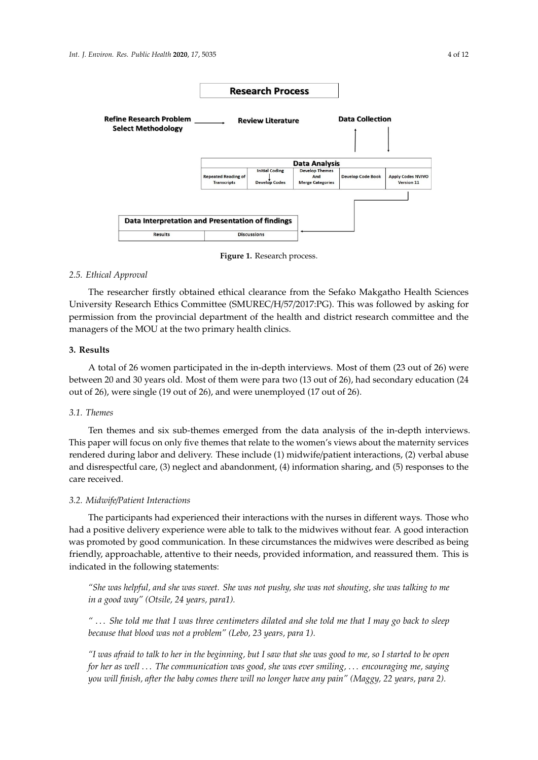**Research Process**

Refine Research Problem → Review Literature → Data Collection

Select Methodology

| Data Analysis | | | | |
|---|---|---|---|---|
| Repeated Reading of Transcripts | Initial Coding → Develop Codes | Develop Themes And Merge Categories | Develop Code Book | Apply Codes NVIVO Version 11 |

| Data Interpretation and Presentation of findings | |
|---|---|
| Results | Discussions |

**Figure 1.** Research process.

### 2.5. Ethical Approval

The researcher firstly obtained ethical clearance from the Sefako Makgatho Health Sciences University Research Ethics Committee (SMUREC/H/57/2017:PG). This was followed by asking for permission from the provincial department of the health and district research committee and the managers of the MOU at the two primary health clinics.

## 3. Results

A total of 26 women participated in the in-depth interviews. Most of them (23 out of 26) were between 20 and 30 years old. Most of them were para two (13 out of 26), had secondary education (24 out of 26), were single (19 out of 26), and were unemployed (17 out of 26).

### 3.1. Themes

Ten themes and six sub-themes emerged from the data analysis of the in-depth interviews. This paper will focus on only five themes that relate to the women's views about the maternity services rendered during labor and delivery. These include (1) midwife/patient interactions, (2) verbal abuse and disrespectful care, (3) neglect and abandonment, (4) information sharing, and (5) responses to the care received.

### 3.2. Midwife/Patient Interactions

The participants had experienced their interactions with the nurses in different ways. Those who had a positive delivery experience were able to talk to the midwives without fear. A good interaction was promoted by good communication. In these circumstances the midwives were described as being friendly, approachable, attentive to their needs, provided information, and reassured them. This is indicated in the following statements:

*"She was helpful, and she was sweet. She was not pushy, she was not shouting, she was talking to me in a good way" (Otsile, 24 years, para1).*

*" ... She told me that I was three centimeters dilated and she told me that I may go back to sleep because that blood was not a problem" (Lebo, 23 years, para 1).*

*"I was afraid to talk to her in the beginning, but I saw that she was good to me, so I started to be open for her as well ... The communication was good, she was ever smiling, ... encouraging me, saying you will finish, after the baby comes there will no longer have any pain" (Maggy, 22 years, para 2).*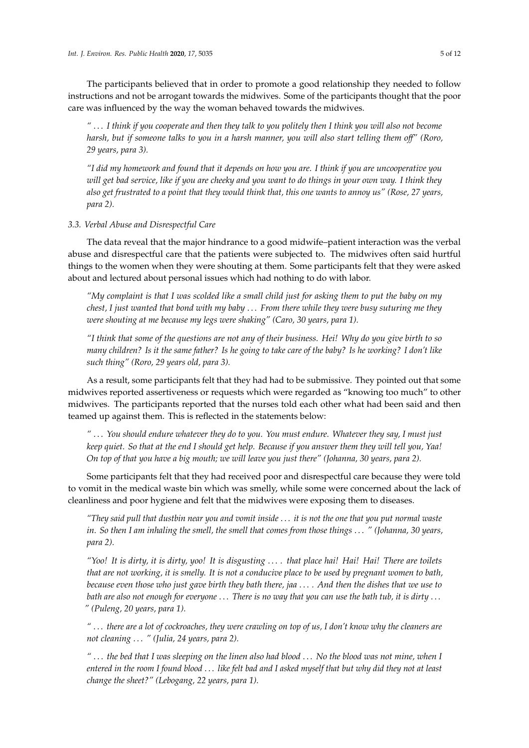The participants believed that in order to promote a good relationship they needed to follow instructions and not be arrogant towards the midwives. Some of the participants thought that the poor care was influenced by the way the woman behaved towards the midwives.

> *" … I think if you cooperate and then they talk to you politely then I think you will also not become harsh, but if someone talks to you in a harsh manner, you will also start telling them off" (Roro, 29 years, para 3).*

> *"I did my homework and found that it depends on how you are. I think if you are uncooperative you will get bad service, like if you are cheeky and you want to do things in your own way. I think they also get frustrated to a point that they would think that, this one wants to annoy us" (Rose, 27 years, para 2).*

### 3.3. Verbal Abuse and Disrespectful Care

The data reveal that the major hindrance to a good midwife–patient interaction was the verbal abuse and disrespectful care that the patients were subjected to. The midwives often said hurtful things to the women when they were shouting at them. Some participants felt that they were asked about and lectured about personal issues which had nothing to do with labor.

> *"My complaint is that I was scolded like a small child just for asking them to put the baby on my chest, I just wanted that bond with my baby … From there while they were busy suturing me they were shouting at me because my legs were shaking" (Caro, 30 years, para 1).*

> *"I think that some of the questions are not any of their business. Hei! Why do you give birth to so many children? Is it the same father? Is he going to take care of the baby? Is he working? I don't like such thing" (Roro, 29 years old, para 3).*

As a result, some participants felt that they had had to be submissive. They pointed out that some midwives reported assertiveness or requests which were regarded as "knowing too much" to other midwives. The participants reported that the nurses told each other what had been said and then teamed up against them. This is reflected in the statements below:

> *" … You should endure whatever they do to you. You must endure. Whatever they say, I must just keep quiet. So that at the end I should get help. Because if you answer them they will tell you, Yaa! On top of that you have a big mouth; we will leave you just there" (Johanna, 30 years, para 2).*

Some participants felt that they had received poor and disrespectful care because they were told to vomit in the medical waste bin which was smelly, while some were concerned about the lack of cleanliness and poor hygiene and felt that the midwives were exposing them to diseases.

> *"They said pull that dustbin near you and vomit inside … it is not the one that you put normal waste in. So then I am inhaling the smell, the smell that comes from those things … " (Johanna, 30 years, para 2).*

> *"Yoo! It is dirty, it is dirty, yoo! It is disgusting …. that place hai! Hai! Hai! There are toilets that are not working, it is smelly. It is not a conducive place to be used by pregnant women to bath, because even those who just gave birth they bath there, jaa …. And then the dishes that we use to bath are also not enough for everyone … There is no way that you can use the bath tub, it is dirty … " (Puleng, 20 years, para 1).*

> *" … there are a lot of cockroaches, they were crawling on top of us, I don't know why the cleaners are not cleaning … " (Julia, 24 years, para 2).*

> *" … the bed that I was sleeping on the linen also had blood … No the blood was not mine, when I entered in the room I found blood … like felt bad and I asked myself that but why did they not at least change the sheet?" (Lebogang, 22 years, para 1).*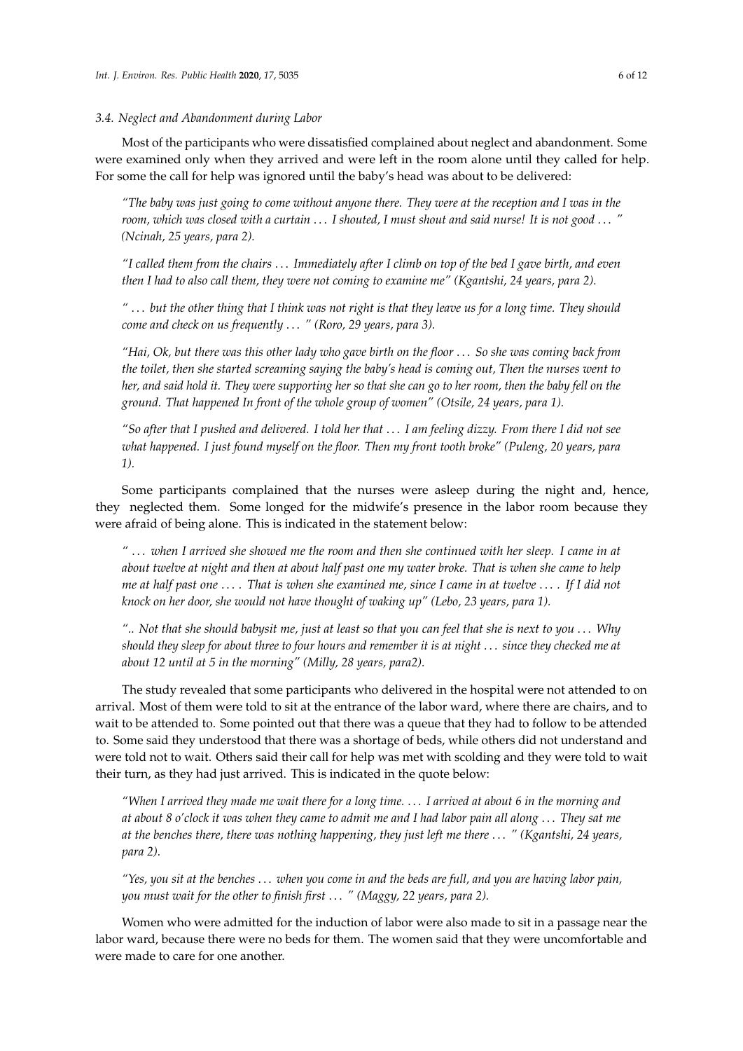### 3.4. Neglect and Abandonment during Labor

Most of the participants who were dissatisfied complained about neglect and abandonment. Some were examined only when they arrived and were left in the room alone until they called for help. For some the call for help was ignored until the baby's head was about to be delivered:

> *"The baby was just going to come without anyone there. They were at the reception and I was in the room, which was closed with a curtain ... I shouted, I must shout and said nurse! It is not good ... " (Ncinah, 25 years, para 2).*

> *"I called them from the chairs ... Immediately after I climb on top of the bed I gave birth, and even then I had to also call them, they were not coming to examine me" (Kgantshi, 24 years, para 2).*

> *" ... but the other thing that I think was not right is that they leave us for a long time. They should come and check on us frequently ... " (Roro, 29 years, para 3).*

> *"Hai, Ok, but there was this other lady who gave birth on the floor ... So she was coming back from the toilet, then she started screaming saying the baby's head is coming out, Then the nurses went to her, and said hold it. They were supporting her so that she can go to her room, then the baby fell on the ground. That happened In front of the whole group of women" (Otsile, 24 years, para 1).*

> *"So after that I pushed and delivered. I told her that ... I am feeling dizzy. From there I did not see what happened. I just found myself on the floor. Then my front tooth broke" (Puleng, 20 years, para 1).*

Some participants complained that the nurses were asleep during the night and, hence, they neglected them. Some longed for the midwife's presence in the labor room because they were afraid of being alone. This is indicated in the statement below:

> *" ... when I arrived she showed me the room and then she continued with her sleep. I came in at about twelve at night and then at about half past one my water broke. That is when she came to help me at half past one .... That is when she examined me, since I came in at twelve .... If I did not knock on her door, she would not have thought of waking up" (Lebo, 23 years, para 1).*

> *".. Not that she should babysit me, just at least so that you can feel that she is next to you ... Why should they sleep for about three to four hours and remember it is at night ... since they checked me at about 12 until at 5 in the morning" (Milly, 28 years, para2).*

The study revealed that some participants who delivered in the hospital were not attended to on arrival. Most of them were told to sit at the entrance of the labor ward, where there are chairs, and to wait to be attended to. Some pointed out that there was a queue that they had to follow to be attended to. Some said they understood that there was a shortage of beds, while others did not understand and were told not to wait. Others said their call for help was met with scolding and they were told to wait their turn, as they had just arrived. This is indicated in the quote below:

> *"When I arrived they made me wait there for a long time. ... I arrived at about 6 in the morning and at about 8 o'clock it was when they came to admit me and I had labor pain all along ... They sat me at the benches there, there was nothing happening, they just left me there ... " (Kgantshi, 24 years, para 2).*

> *"Yes, you sit at the benches ... when you come in and the beds are full, and you are having labor pain, you must wait for the other to finish first ... " (Maggy, 22 years, para 2).*

Women who were admitted for the induction of labor were also made to sit in a passage near the labor ward, because there were no beds for them. The women said that they were uncomfortable and were made to care for one another.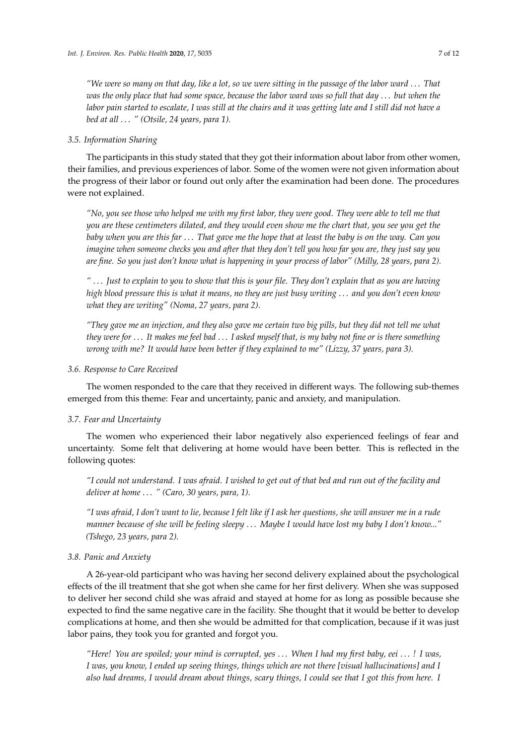*"We were so many on that day, like a lot, so we were sitting in the passage of the labor ward . . . That was the only place that had some space, because the labor ward was so full that day . . . but when the labor pain started to escalate, I was still at the chairs and it was getting late and I still did not have a bed at all . . . " (Otsile, 24 years, para 1).*

### 3.5. Information Sharing

The participants in this study stated that they got their information about labor from other women, their families, and previous experiences of labor. Some of the women were not given information about the progress of their labor or found out only after the examination had been done. The procedures were not explained.

> *"No, you see those who helped me with my first labor, they were good. They were able to tell me that you are these centimeters dilated, and they would even show me the chart that, you see you get the baby when you are this far . . . That gave me the hope that at least the baby is on the way. Can you imagine when someone checks you and after that they don't tell you how far you are, they just say you are fine. So you just don't know what is happening in your process of labor" (Milly, 28 years, para 2).*

> *" . . . Just to explain to you to show that this is your file. They don't explain that as you are having high blood pressure this is what it means, no they are just busy writing . . . and you don't even know what they are writing" (Noma, 27 years, para 2).*

> *"They gave me an injection, and they also gave me certain two big pills, but they did not tell me what they were for . . . It makes me feel bad . . . I asked myself that, is my baby not fine or is there something wrong with me? It would have been better if they explained to me" (Lizzy, 37 years, para 3).*

### 3.6. Response to Care Received

The women responded to the care that they received in different ways. The following sub-themes emerged from this theme: Fear and uncertainty, panic and anxiety, and manipulation.

### 3.7. Fear and Uncertainty

The women who experienced their labor negatively also experienced feelings of fear and uncertainty. Some felt that delivering at home would have been better. This is reflected in the following quotes:

> *"I could not understand. I was afraid. I wished to get out of that bed and run out of the facility and deliver at home . . . " (Caro, 30 years, para, 1).*

> *"I was afraid, I don't want to lie, because I felt like if I ask her questions, she will answer me in a rude manner because of she will be feeling sleepy . . . Maybe I would have lost my baby I don't know..." (Tshego, 23 years, para 2).*

### 3.8. Panic and Anxiety

A 26-year-old participant who was having her second delivery explained about the psychological effects of the ill treatment that she got when she came for her first delivery. When she was supposed to deliver her second child she was afraid and stayed at home for as long as possible because she expected to find the same negative care in the facility. She thought that it would be better to develop complications at home, and then she would be admitted for that complication, because if it was just labor pains, they took you for granted and forgot you.

> *"Here! You are spoiled; your mind is corrupted, yes . . . When I had my first baby, eei . . . ! I was, I was, you know, I ended up seeing things, things which are not there [visual hallucinations] and I also had dreams, I would dream about things, scary things, I could see that I got this from here. I*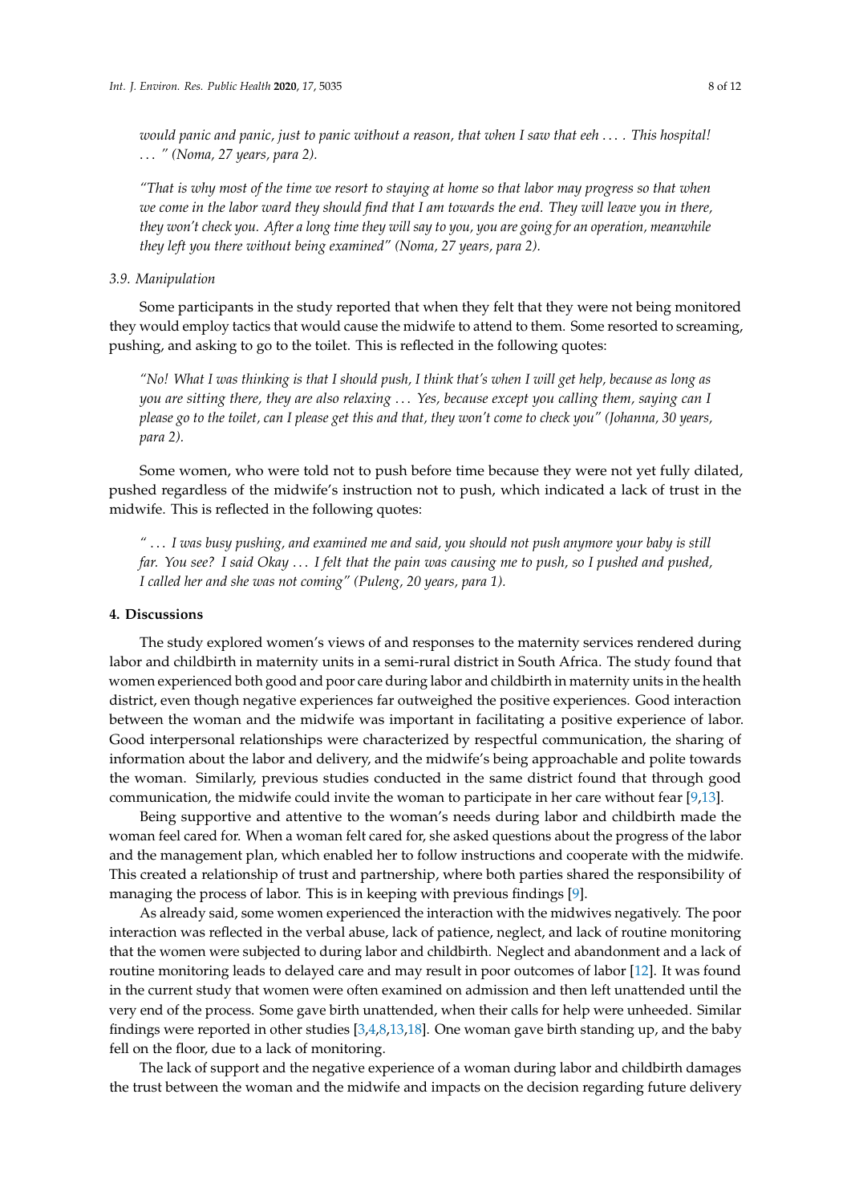*would panic and panic, just to panic without a reason, that when I saw that eeh . . . . This hospital! . . . " (Noma, 27 years, para 2).*

*"That is why most of the time we resort to staying at home so that labor may progress so that when we come in the labor ward they should find that I am towards the end. They will leave you in there, they won't check you. After a long time they will say to you, you are going for an operation, meanwhile they left you there without being examined" (Noma, 27 years, para 2).*

### 3.9. Manipulation

Some participants in the study reported that when they felt that they were not being monitored they would employ tactics that would cause the midwife to attend to them. Some resorted to screaming, pushing, and asking to go to the toilet. This is reflected in the following quotes:

*"No! What I was thinking is that I should push, I think that's when I will get help, because as long as you are sitting there, they are also relaxing . . . Yes, because except you calling them, saying can I please go to the toilet, can I please get this and that, they won't come to check you" (Johanna, 30 years, para 2).*

Some women, who were told not to push before time because they were not yet fully dilated, pushed regardless of the midwife's instruction not to push, which indicated a lack of trust in the midwife. This is reflected in the following quotes:

*" . . . I was busy pushing, and examined me and said, you should not push anymore your baby is still far. You see? I said Okay . . . I felt that the pain was causing me to push, so I pushed and pushed, I called her and she was not coming" (Puleng, 20 years, para 1).*

## 4. Discussions

The study explored women's views of and responses to the maternity services rendered during labor and childbirth in maternity units in a semi-rural district in South Africa. The study found that women experienced both good and poor care during labor and childbirth in maternity units in the health district, even though negative experiences far outweighed the positive experiences. Good interaction between the woman and the midwife was important in facilitating a positive experience of labor. Good interpersonal relationships were characterized by respectful communication, the sharing of information about the labor and delivery, and the midwife's being approachable and polite towards the woman. Similarly, previous studies conducted in the same district found that through good communication, the midwife could invite the woman to participate in her care without fear [9,13].

Being supportive and attentive to the woman's needs during labor and childbirth made the woman feel cared for. When a woman felt cared for, she asked questions about the progress of the labor and the management plan, which enabled her to follow instructions and cooperate with the midwife. This created a relationship of trust and partnership, where both parties shared the responsibility of managing the process of labor. This is in keeping with previous findings [9].

As already said, some women experienced the interaction with the midwives negatively. The poor interaction was reflected in the verbal abuse, lack of patience, neglect, and lack of routine monitoring that the women were subjected to during labor and childbirth. Neglect and abandonment and a lack of routine monitoring leads to delayed care and may result in poor outcomes of labor [12]. It was found in the current study that women were often examined on admission and then left unattended until the very end of the process. Some gave birth unattended, when their calls for help were unheeded. Similar findings were reported in other studies [3,4,8,13,18]. One woman gave birth standing up, and the baby fell on the floor, due to a lack of monitoring.

The lack of support and the negative experience of a woman during labor and childbirth damages the trust between the woman and the midwife and impacts on the decision regarding future delivery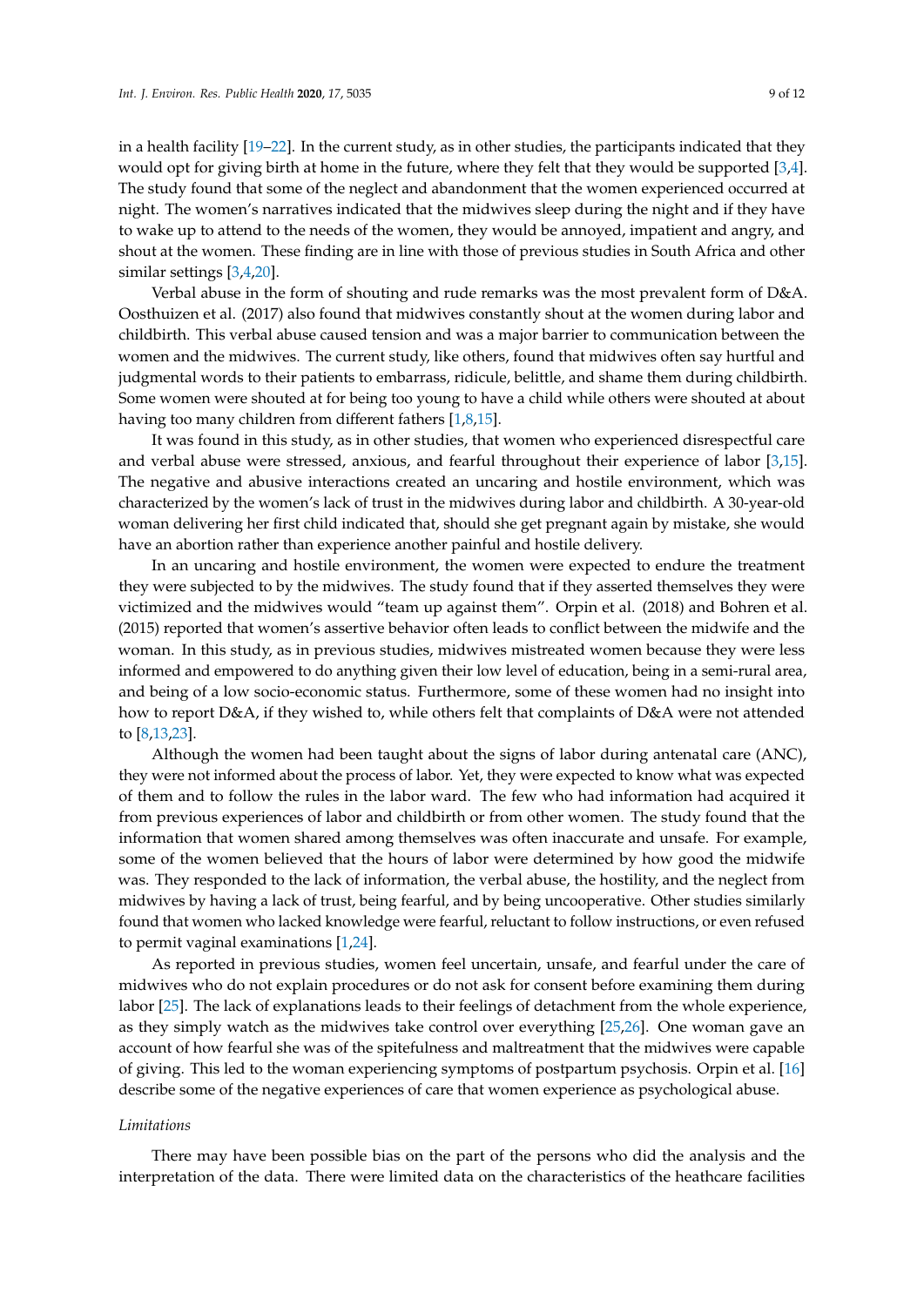in a health facility [19–22]. In the current study, as in other studies, the participants indicated that they would opt for giving birth at home in the future, where they felt that they would be supported [3,4]. The study found that some of the neglect and abandonment that the women experienced occurred at night. The women's narratives indicated that the midwives sleep during the night and if they have to wake up to attend to the needs of the women, they would be annoyed, impatient and angry, and shout at the women. These finding are in line with those of previous studies in South Africa and other similar settings [3,4,20].

Verbal abuse in the form of shouting and rude remarks was the most prevalent form of D&A. Oosthuizen et al. (2017) also found that midwives constantly shout at the women during labor and childbirth. This verbal abuse caused tension and was a major barrier to communication between the women and the midwives. The current study, like others, found that midwives often say hurtful and judgmental words to their patients to embarrass, ridicule, belittle, and shame them during childbirth. Some women were shouted at for being too young to have a child while others were shouted at about having too many children from different fathers [1,8,15].

It was found in this study, as in other studies, that women who experienced disrespectful care and verbal abuse were stressed, anxious, and fearful throughout their experience of labor [3,15]. The negative and abusive interactions created an uncaring and hostile environment, which was characterized by the women's lack of trust in the midwives during labor and childbirth. A 30-year-old woman delivering her first child indicated that, should she get pregnant again by mistake, she would have an abortion rather than experience another painful and hostile delivery.

In an uncaring and hostile environment, the women were expected to endure the treatment they were subjected to by the midwives. The study found that if they asserted themselves they were victimized and the midwives would "team up against them". Orpin et al. (2018) and Bohren et al. (2015) reported that women's assertive behavior often leads to conflict between the midwife and the woman. In this study, as in previous studies, midwives mistreated women because they were less informed and empowered to do anything given their low level of education, being in a semi-rural area, and being of a low socio-economic status. Furthermore, some of these women had no insight into how to report D&A, if they wished to, while others felt that complaints of D&A were not attended to [8,13,23].

Although the women had been taught about the signs of labor during antenatal care (ANC), they were not informed about the process of labor. Yet, they were expected to know what was expected of them and to follow the rules in the labor ward. The few who had information had acquired it from previous experiences of labor and childbirth or from other women. The study found that the information that women shared among themselves was often inaccurate and unsafe. For example, some of the women believed that the hours of labor were determined by how good the midwife was. They responded to the lack of information, the verbal abuse, the hostility, and the neglect from midwives by having a lack of trust, being fearful, and by being uncooperative. Other studies similarly found that women who lacked knowledge were fearful, reluctant to follow instructions, or even refused to permit vaginal examinations [1,24].

As reported in previous studies, women feel uncertain, unsafe, and fearful under the care of midwives who do not explain procedures or do not ask for consent before examining them during labor [25]. The lack of explanations leads to their feelings of detachment from the whole experience, as they simply watch as the midwives take control over everything [25,26]. One woman gave an account of how fearful she was of the spitefulness and maltreatment that the midwives were capable of giving. This led to the woman experiencing symptoms of postpartum psychosis. Orpin et al. [16] describe some of the negative experiences of care that women experience as psychological abuse.

*Limitations*

There may have been possible bias on the part of the persons who did the analysis and the interpretation of the data. There were limited data on the characteristics of the heathcare facilities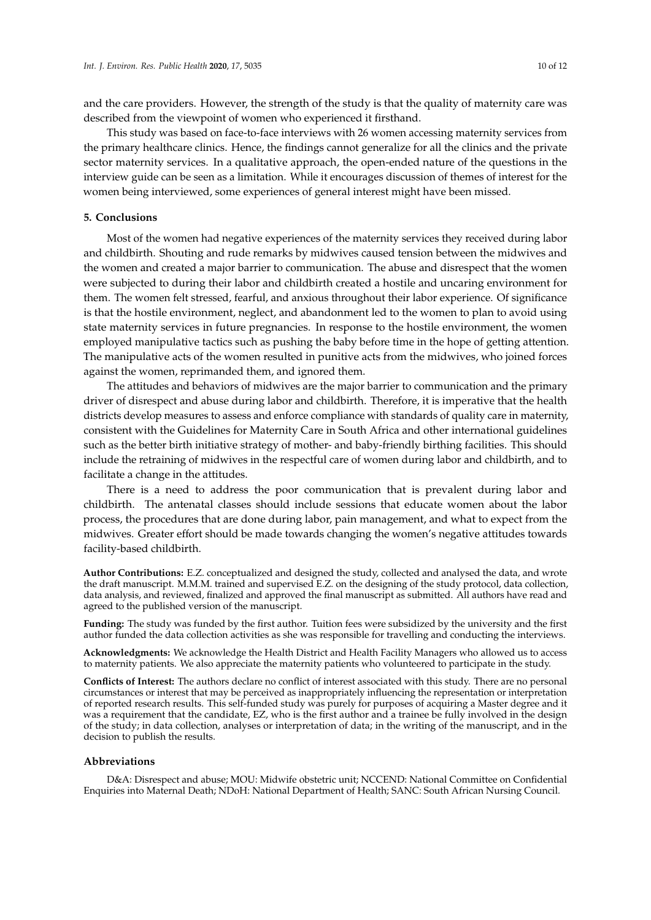and the care providers. However, the strength of the study is that the quality of maternity care was described from the viewpoint of women who experienced it firsthand.

This study was based on face-to-face interviews with 26 women accessing maternity services from the primary healthcare clinics. Hence, the findings cannot generalize for all the clinics and the private sector maternity services. In a qualitative approach, the open-ended nature of the questions in the interview guide can be seen as a limitation. While it encourages discussion of themes of interest for the women being interviewed, some experiences of general interest might have been missed.

## 5. Conclusions

Most of the women had negative experiences of the maternity services they received during labor and childbirth. Shouting and rude remarks by midwives caused tension between the midwives and the women and created a major barrier to communication. The abuse and disrespect that the women were subjected to during their labor and childbirth created a hostile and uncaring environment for them. The women felt stressed, fearful, and anxious throughout their labor experience. Of significance is that the hostile environment, neglect, and abandonment led to the women to plan to avoid using state maternity services in future pregnancies. In response to the hostile environment, the women employed manipulative tactics such as pushing the baby before time in the hope of getting attention. The manipulative acts of the women resulted in punitive acts from the midwives, who joined forces against the women, reprimanded them, and ignored them.

The attitudes and behaviors of midwives are the major barrier to communication and the primary driver of disrespect and abuse during labor and childbirth. Therefore, it is imperative that the health districts develop measures to assess and enforce compliance with standards of quality care in maternity, consistent with the Guidelines for Maternity Care in South Africa and other international guidelines such as the better birth initiative strategy of mother- and baby-friendly birthing facilities. This should include the retraining of midwives in the respectful care of women during labor and childbirth, and to facilitate a change in the attitudes.

There is a need to address the poor communication that is prevalent during labor and childbirth. The antenatal classes should include sessions that educate women about the labor process, the procedures that are done during labor, pain management, and what to expect from the midwives. Greater effort should be made towards changing the women's negative attitudes towards facility-based childbirth.

**Author Contributions:** E.Z. conceptualized and designed the study, collected and analysed the data, and wrote the draft manuscript. M.M.M. trained and supervised E.Z. on the designing of the study protocol, data collection, data analysis, and reviewed, finalized and approved the final manuscript as submitted. All authors have read and agreed to the published version of the manuscript.

**Funding:** The study was funded by the first author. Tuition fees were subsidized by the university and the first author funded the data collection activities as she was responsible for travelling and conducting the interviews.

**Acknowledgments:** We acknowledge the Health District and Health Facility Managers who allowed us to access to maternity patients. We also appreciate the maternity patients who volunteered to participate in the study.

**Conflicts of Interest:** The authors declare no conflict of interest associated with this study. There are no personal circumstances or interest that may be perceived as inappropriately influencing the representation or interpretation of reported research results. This self-funded study was purely for purposes of acquiring a Master degree and it was a requirement that the candidate, EZ, who is the first author and a trainee be fully involved in the design of the study; in data collection, analyses or interpretation of data; in the writing of the manuscript, and in the decision to publish the results.

## Abbreviations

D&A: Disrespect and abuse; MOU: Midwife obstetric unit; NCCEND: National Committee on Confidential Enquiries into Maternal Death; NDoH: National Department of Health; SANC: South African Nursing Council.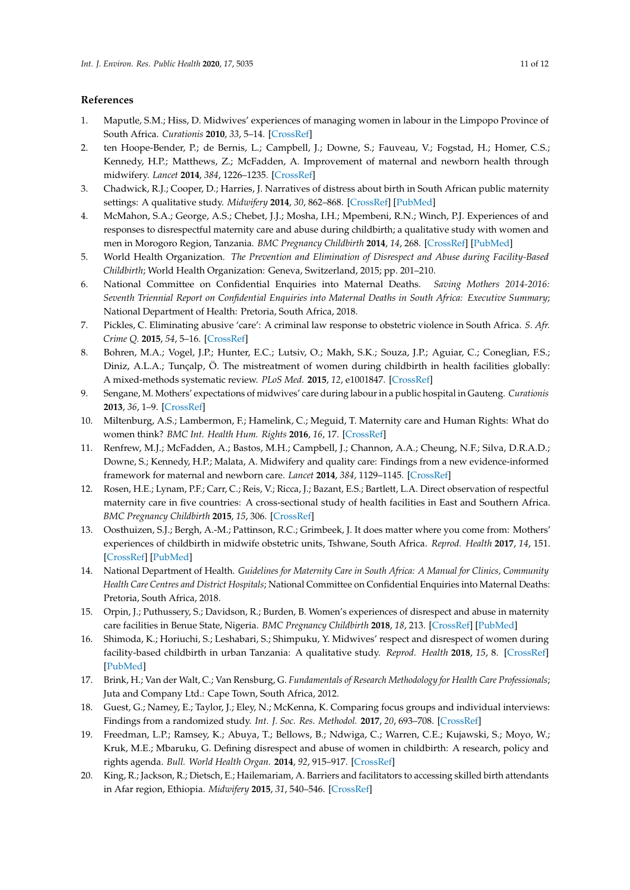## References

1. Maputle, S.M.; Hiss, D. Midwives' experiences of managing women in labour in the Limpopo Province of South Africa. *Curationis* **2010**, *33*, 5–14. [CrossRef]
2. ten Hoope-Bender, P.; de Bernis, L.; Campbell, J.; Downe, S.; Fauveau, V.; Fogstad, H.; Homer, C.S.; Kennedy, H.P.; Matthews, Z.; McFadden, A. Improvement of maternal and newborn health through midwifery. *Lancet* **2014**, *384*, 1226–1235. [CrossRef]
3. Chadwick, R.J.; Cooper, D.; Harries, J. Narratives of distress about birth in South African public maternity settings: A qualitative study. *Midwifery* **2014**, *30*, 862–868. [CrossRef] [PubMed]
4. McMahon, S.A.; George, A.S.; Chebet, J.J.; Mosha, I.H.; Mpembeni, R.N.; Winch, P.J. Experiences of and responses to disrespectful maternity care and abuse during childbirth; a qualitative study with women and men in Morogoro Region, Tanzania. *BMC Pregnancy Childbirth* **2014**, *14*, 268. [CrossRef] [PubMed]
5. World Health Organization. *The Prevention and Elimination of Disrespect and Abuse during Facility-Based Childbirth*; World Health Organization: Geneva, Switzerland, 2015; pp. 201–210.
6. National Committee on Confidential Enquiries into Maternal Deaths. *Saving Mothers 2014-2016: Seventh Triennial Report on Confidential Enquiries into Maternal Deaths in South Africa: Executive Summary*; National Department of Health: Pretoria, South Africa, 2018.
7. Pickles, C. Eliminating abusive 'care': A criminal law response to obstetric violence in South Africa. *S. Afr. Crime Q.* **2015**, *54*, 5–16. [CrossRef]
8. Bohren, M.A.; Vogel, J.P.; Hunter, E.C.; Lutsiv, O.; Makh, S.K.; Souza, J.P.; Aguiar, C.; Coneglian, F.S.; Diniz, A.L.A.; Tunçalp, Ö. The mistreatment of women during childbirth in health facilities globally: A mixed-methods systematic review. *PLoS Med.* **2015**, *12*, e1001847. [CrossRef]
9. Sengane, M. Mothers' expectations of midwives' care during labour in a public hospital in Gauteng. *Curationis* **2013**, *36*, 1–9. [CrossRef]
10. Miltenburg, A.S.; Lambermon, F.; Hamelink, C.; Meguid, T. Maternity care and Human Rights: What do women think? *BMC Int. Health Hum. Rights* **2016**, *16*, 17. [CrossRef]
11. Renfrew, M.J.; McFadden, A.; Bastos, M.H.; Campbell, J.; Channon, A.A.; Cheung, N.F.; Silva, D.R.A.D.; Downe, S.; Kennedy, H.P.; Malata, A. Midwifery and quality care: Findings from a new evidence-informed framework for maternal and newborn care. *Lancet* **2014**, *384*, 1129–1145. [CrossRef]
12. Rosen, H.E.; Lynam, P.F.; Carr, C.; Reis, V.; Ricca, J.; Bazant, E.S.; Bartlett, L.A. Direct observation of respectful maternity care in five countries: A cross-sectional study of health facilities in East and Southern Africa. *BMC Pregnancy Childbirth* **2015**, *15*, 306. [CrossRef]
13. Oosthuizen, S.J.; Bergh, A.-M.; Pattinson, R.C.; Grimbeek, J. It does matter where you come from: Mothers' experiences of childbirth in midwife obstetric units, Tshwane, South Africa. *Reprod. Health* **2017**, *14*, 151. [CrossRef] [PubMed]
14. National Department of Health. *Guidelines for Maternity Care in South Africa: A Manual for Clinics, Community Health Care Centres and District Hospitals*; National Committee on Confidential Enquiries into Maternal Deaths: Pretoria, South Africa, 2018.
15. Orpin, J.; Puthussery, S.; Davidson, R.; Burden, B. Women's experiences of disrespect and abuse in maternity care facilities in Benue State, Nigeria. *BMC Pregnancy Childbirth* **2018**, *18*, 213. [CrossRef] [PubMed]
16. Shimoda, K.; Horiuchi, S.; Leshabari, S.; Shimpuku, Y. Midwives' respect and disrespect of women during facility-based childbirth in urban Tanzania: A qualitative study. *Reprod. Health* **2018**, *15*, 8. [CrossRef] [PubMed]
17. Brink, H.; Van der Walt, C.; Van Rensburg, G. *Fundamentals of Research Methodology for Health Care Professionals*; Juta and Company Ltd.: Cape Town, South Africa, 2012.
18. Guest, G.; Namey, E.; Taylor, J.; Eley, N.; McKenna, K. Comparing focus groups and individual interviews: Findings from a randomized study. *Int. J. Soc. Res. Methodol.* **2017**, *20*, 693–708. [CrossRef]
19. Freedman, L.P.; Ramsey, K.; Abuya, T.; Bellows, B.; Ndwiga, C.; Warren, C.E.; Kujawski, S.; Moyo, W.; Kruk, M.E.; Mbaruku, G. Defining disrespect and abuse of women in childbirth: A research, policy and rights agenda. *Bull. World Health Organ.* **2014**, *92*, 915–917. [CrossRef]
20. King, R.; Jackson, R.; Dietsch, E.; Hailemariam, A. Barriers and facilitators to accessing skilled birth attendants in Afar region, Ethiopia. *Midwifery* **2015**, *31*, 540–546. [CrossRef]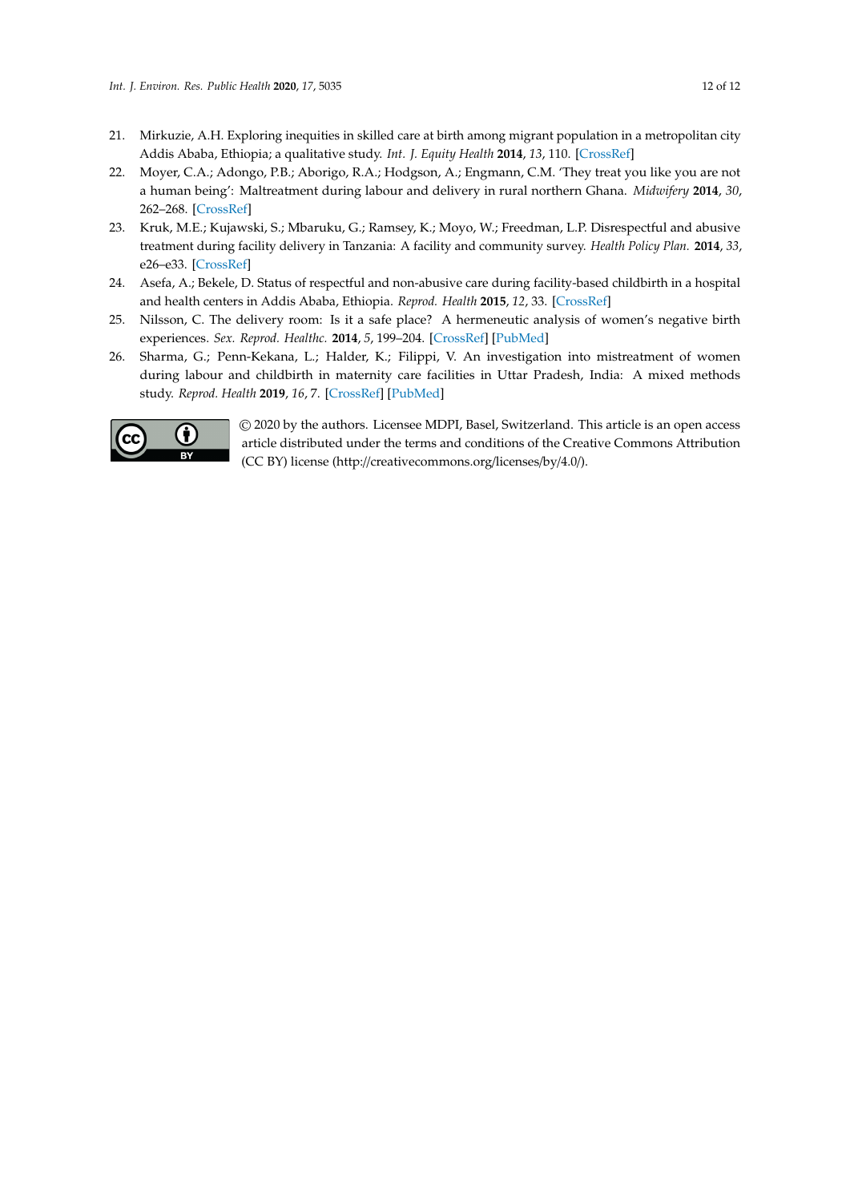21. Mirkuzie, A.H. Exploring inequities in skilled care at birth among migrant population in a metropolitan city Addis Ababa, Ethiopia; a qualitative study. *Int. J. Equity Health* **2014**, *13*, 110. [CrossRef]
22. Moyer, C.A.; Adongo, P.B.; Aborigo, R.A.; Hodgson, A.; Engmann, C.M. 'They treat you like you are not a human being': Maltreatment during labour and delivery in rural northern Ghana. *Midwifery* **2014**, *30*, 262–268. [CrossRef]
23. Kruk, M.E.; Kujawski, S.; Mbaruku, G.; Ramsey, K.; Moyo, W.; Freedman, L.P. Disrespectful and abusive treatment during facility delivery in Tanzania: A facility and community survey. *Health Policy Plan.* **2014**, *33*, e26–e33. [CrossRef]
24. Asefa, A.; Bekele, D. Status of respectful and non-abusive care during facility-based childbirth in a hospital and health centers in Addis Ababa, Ethiopia. *Reprod. Health* **2015**, *12*, 33. [CrossRef]
25. Nilsson, C. The delivery room: Is it a safe place? A hermeneutic analysis of women's negative birth experiences. *Sex. Reprod. Healthc.* **2014**, *5*, 199–204. [CrossRef] [PubMed]
26. Sharma, G.; Penn-Kekana, L.; Halder, K.; Filippi, V. An investigation into mistreatment of women during labour and childbirth in maternity care facilities in Uttar Pradesh, India: A mixed methods study. *Reprod. Health* **2019**, *16*, 7. [CrossRef] [PubMed]

© 2020 by the authors. Licensee MDPI, Basel, Switzerland. This article is an open access article distributed under the terms and conditions of the Creative Commons Attribution (CC BY) license (http://creativecommons.org/licenses/by/4.0/).